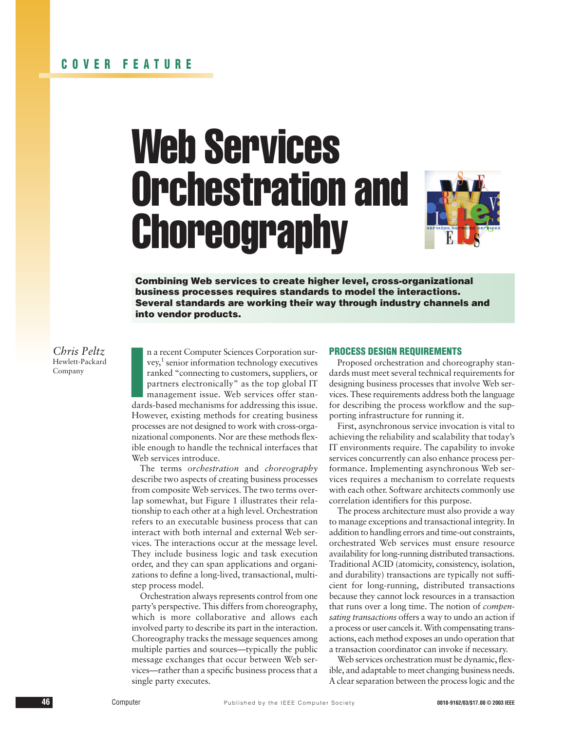COVER FEATURE

# Web Services Orchestration and Choreography

**Combining Web services to create higher level, cross-organizational business processes requires standards to model the interactions. Several standards are working their way through industry channels and into vendor products.**

*Chris Peltz*
Hewlett-Packard Company

In a recent Computer Sciences Corporation survey,[1] senior information technology executives ranked "connecting to customers, suppliers, or partners electronically" as the top global IT management issue. Web services offer standards-based mechanisms for addressing this issue. However, existing methods for creating business processes are not designed to work with cross-organizational components. Nor are these methods flexible enough to handle the technical interfaces that Web services introduce.

The terms *orchestration* and *choreography* describe two aspects of creating business processes from composite Web services. The two terms overlap somewhat, but Figure 1 illustrates their relationship to each other at a high level. Orchestration refers to an executable business process that can interact with both internal and external Web services. The interactions occur at the message level. They include business logic and task execution order, and they can span applications and organizations to define a long-lived, transactional, multistep process model.

Orchestration always represents control from one party's perspective. This differs from choreography, which is more collaborative and allows each involved party to describe its part in the interaction. Choreography tracks the message sequences among multiple parties and sources—typically the public message exchanges that occur between Web services—rather than a specific business process that a single party executes.

## PROCESS DESIGN REQUIREMENTS

Proposed orchestration and choreography standards must meet several technical requirements for designing business processes that involve Web services. These requirements address both the language for describing the process workflow and the supporting infrastructure for running it.

First, asynchronous service invocation is vital to achieving the reliability and scalability that today's IT environments require. The capability to invoke services concurrently can also enhance process performance. Implementing asynchronous Web services requires a mechanism to correlate requests with each other. Software architects commonly use correlation identifiers for this purpose.

The process architecture must also provide a way to manage exceptions and transactional integrity. In addition to handling errors and time-out constraints, orchestrated Web services must ensure resource availability for long-running distributed transactions. Traditional ACID (atomicity, consistency, isolation, and durability) transactions are typically not sufficient for long-running, distributed transactions because they cannot lock resources in a transaction that runs over a long time. The notion of *compensating transactions* offers a way to undo an action if a process or user cancels it. With compensating transactions, each method exposes an undo operation that a transaction coordinator can invoke if necessary.

Web services orchestration must be dynamic, flexible, and adaptable to meet changing business needs. A clear separation between the process logic and the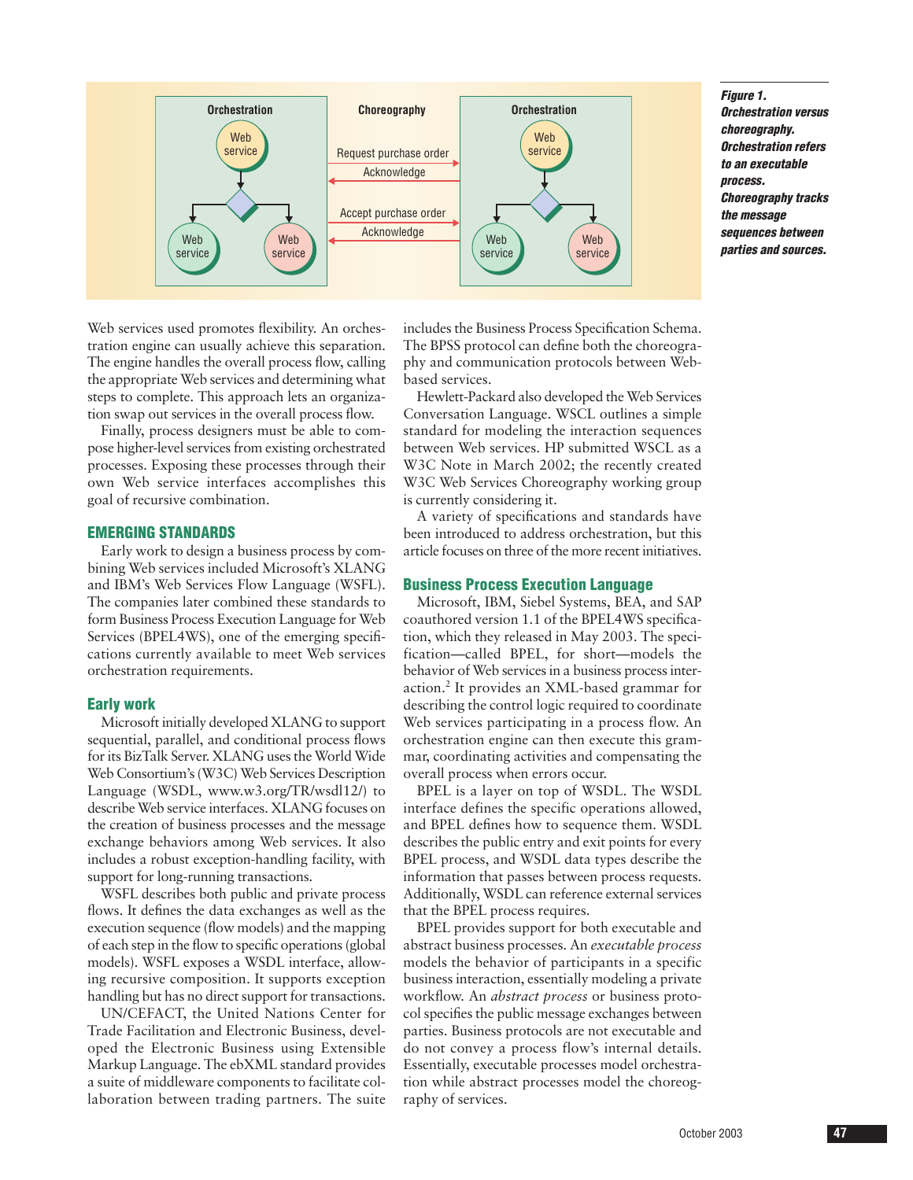**Figure 1. Orchestration versus choreography. Orchestration refers to an executable process. Choreography tracks the message sequences between parties and sources.**

Web services used promotes flexibility. An orchestration engine can usually achieve this separation. The engine handles the overall process flow, calling the appropriate Web services and determining what steps to complete. This approach lets an organization swap out services in the overall process flow.

Finally, process designers must be able to compose higher-level services from existing orchestrated processes. Exposing these processes through their own Web service interfaces accomplishes this goal of recursive combination.

## EMERGING STANDARDS

Early work to design a business process by combining Web services included Microsoft's XLANG and IBM's Web Services Flow Language (WSFL). The companies later combined these standards to form Business Process Execution Language for Web Services (BPEL4WS), one of the emerging specifications currently available to meet Web services orchestration requirements.

### Early work

Microsoft initially developed XLANG to support sequential, parallel, and conditional process flows for its BizTalk Server. XLANG uses the World Wide Web Consortium's (W3C) Web Services Description Language (WSDL, www.w3.org/TR/wsdl12/) to describe Web service interfaces. XLANG focuses on the creation of business processes and the message exchange behaviors among Web services. It also includes a robust exception-handling facility, with support for long-running transactions.

WSFL describes both public and private process flows. It defines the data exchanges as well as the execution sequence (flow models) and the mapping of each step in the flow to specific operations (global models). WSFL exposes a WSDL interface, allowing recursive composition. It supports exception handling but has no direct support for transactions.

UN/CEFACT, the United Nations Center for Trade Facilitation and Electronic Business, developed the Electronic Business using Extensible Markup Language. The ebXML standard provides a suite of middleware components to facilitate collaboration between trading partners. The suite includes the Business Process Specification Schema. The BPSS protocol can define both the choreography and communication protocols between Web-based services.

Hewlett-Packard also developed the Web Services Conversation Language. WSCL outlines a simple standard for modeling the interaction sequences between Web services. HP submitted WSCL as a W3C Note in March 2002; the recently created W3C Web Services Choreography working group is currently considering it.

A variety of specifications and standards have been introduced to address orchestration, but this article focuses on three of the more recent initiatives.

### Business Process Execution Language

Microsoft, IBM, Siebel Systems, BEA, and SAP coauthored version 1.1 of the BPEL4WS specification, which they released in May 2003. The specification—called BPEL, for short—models the behavior of Web services in a business process interaction.[2] It provides an XML-based grammar for describing the control logic required to coordinate Web services participating in a process flow. An orchestration engine can then execute this grammar, coordinating activities and compensating the overall process when errors occur.

BPEL is a layer on top of WSDL. The WSDL interface defines the specific operations allowed, and BPEL defines how to sequence them. WSDL describes the public entry and exit points for every BPEL process, and WSDL data types describe the information that passes between process requests. Additionally, WSDL can reference external services that the BPEL process requires.

BPEL provides support for both executable and abstract business processes. An *executable process* models the behavior of participants in a specific business interaction, essentially modeling a private workflow. An *abstract process* or business protocol specifies the public message exchanges between parties. Business protocols are not executable and do not convey a process flow's internal details. Essentially, executable processes model orchestration while abstract processes model the choreography of services.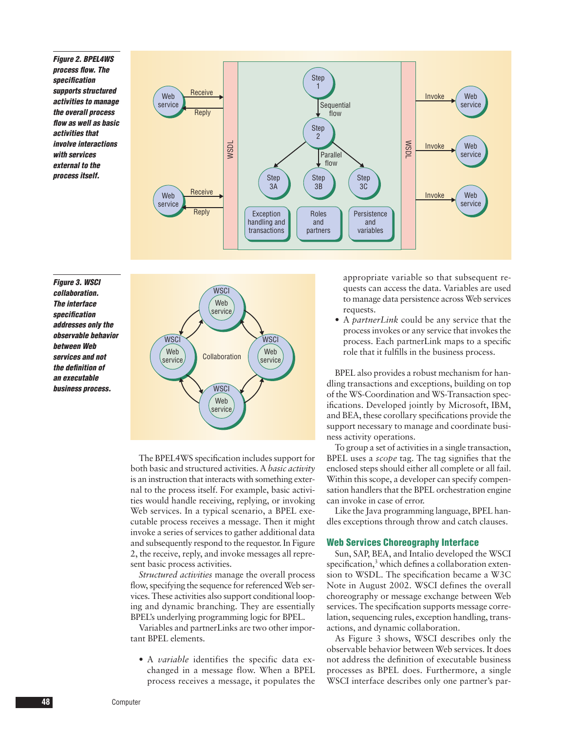**Figure 2. BPEL4WS process flow. The specification supports structured activities to manage the overall process flow as well as basic activities that involve interactions with services external to the process itself.**

Web service
Receive
Reply
Web service
Receive
Reply
WSDL
Step 1
Sequential flow
Step 2
Parallel flow
Step 3A
Step 3B
Step 3C
Exception handling and transactions
Roles and partners
Persistence and variables
WSDL
Invoke
Web service
Invoke
Web service
Invoke
Web service

**Figure 3. WSCI collaboration. The interface specification addresses only the observable behavior between Web services and not the definition of an executable business process.**

WSCI
Web service
WSCI
Web service
Collaboration
WSCI
Web service
WSCI
Web service

The BPEL4WS specification includes support for both basic and structured activities. A *basic activity* is an instruction that interacts with something external to the process itself. For example, basic activities would handle receiving, replying, or invoking Web services. In a typical scenario, a BPEL executable process receives a message. Then it might invoke a series of services to gather additional data and subsequently respond to the requestor. In Figure 2, the receive, reply, and invoke messages all represent basic process activities.

*Structured activities* manage the overall process flow, specifying the sequence for referenced Web services. These activities also support conditional looping and dynamic branching. They are essentially BPEL's underlying programming logic for BPEL.

Variables and partnerLinks are two other important BPEL elements.

- A *variable* identifies the specific data exchanged in a message flow. When a BPEL process receives a message, it populates the appropriate variable so that subsequent requests can access the data. Variables are used to manage data persistence across Web services requests.
- A *partnerLink* could be any service that the process invokes or any service that invokes the process. Each partnerLink maps to a specific role that it fulfills in the business process.

BPEL also provides a robust mechanism for handling transactions and exceptions, building on top of the WS-Coordination and WS-Transaction specifications. Developed jointly by Microsoft, IBM, and BEA, these corollary specifications provide the support necessary to manage and coordinate business activity operations.

To group a set of activities in a single transaction, BPEL uses a *scope* tag. The tag signifies that the enclosed steps should either all complete or all fail. Within this scope, a developer can specify compensation handlers that the BPEL orchestration engine can invoke in case of error.

Like the Java programming language, BPEL handles exceptions through throw and catch clauses.

## Web Services Choreography Interface

Sun, SAP, BEA, and Intalio developed the WSCI specification,[3] which defines a collaboration extension to WSDL. The specification became a W3C Note in August 2002. WSCI defines the overall choreography or message exchange between Web services. The specification supports message correlation, sequencing rules, exception handling, transactions, and dynamic collaboration.

As Figure 3 shows, WSCI describes only the observable behavior between Web services. It does not address the definition of executable business processes as BPEL does. Furthermore, a single WSCI interface describes only one partner's par-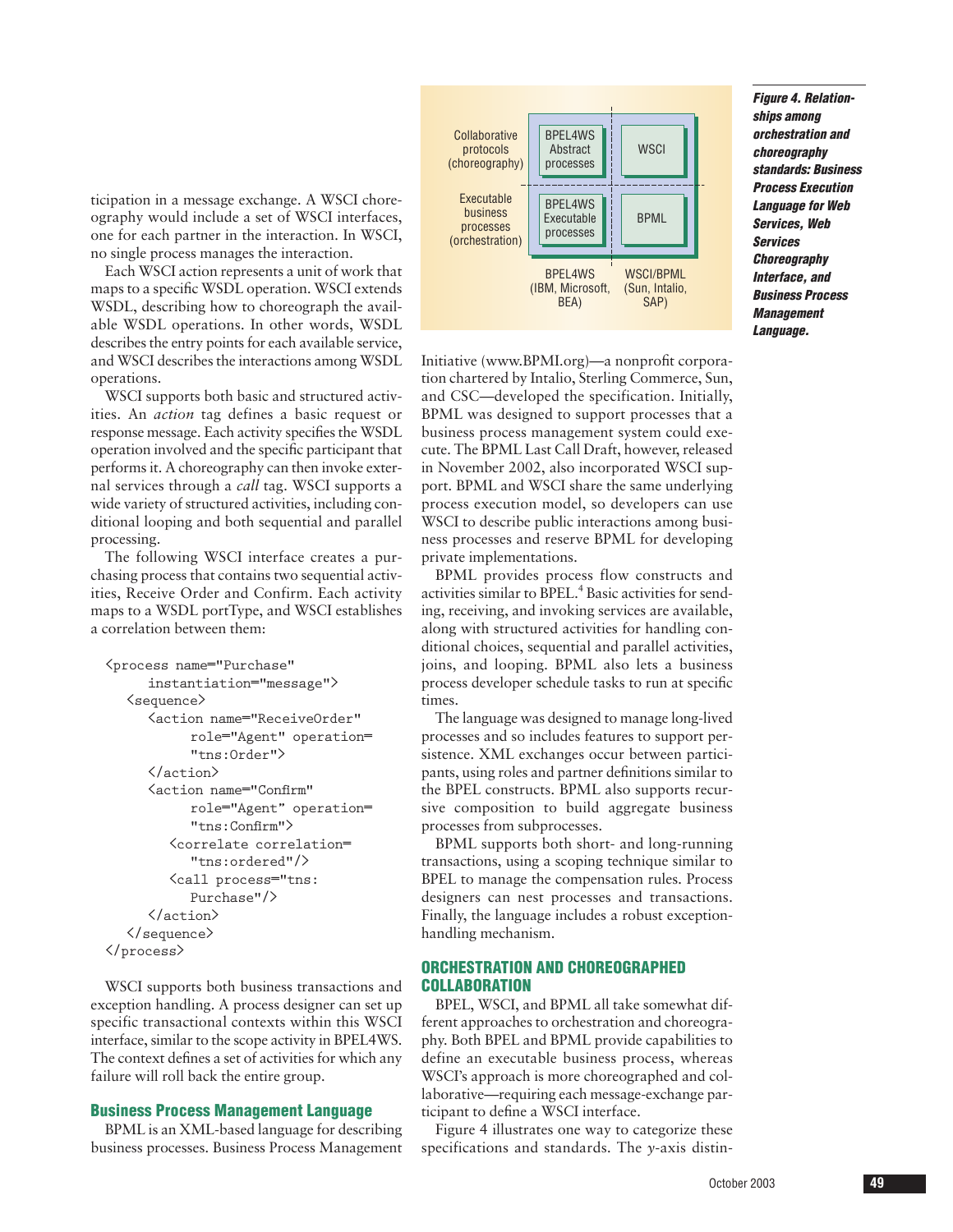ticipation in a message exchange. A WSCI choreography would include a set of WSCI interfaces, one for each partner in the interaction. In WSCI, no single process manages the interaction.

Each WSCI action represents a unit of work that maps to a specific WSDL operation. WSCI extends WSDL, describing how to choreograph the available WSDL operations. In other words, WSDL describes the entry points for each available service, and WSCI describes the interactions among WSDL operations.

WSCI supports both basic and structured activities. An *action* tag defines a basic request or response message. Each activity specifies the WSDL operation involved and the specific participant that performs it. A choreography can then invoke external services through a *call* tag. WSCI supports a wide variety of structured activities, including conditional looping and both sequential and parallel processing.

The following WSCI interface creates a purchasing process that contains two sequential activities, Receive Order and Confirm. Each activity maps to a WSDL portType, and WSCI establishes a correlation between them:

```
<process name="Purchase"
      instantiation="message">
   <sequence>
      <action name="ReceiveOrder"
            role="Agent" operation=
            "tns:Order">
      </action>
      <action name="Confirm"
            role="Agent" operation=
            "tns:Confirm">
         <correlate correlation=
            "tns:ordered"/>
         <call process="tns:
            Purchase"/>
      </action>
   </sequence>
</process>
```

WSCI supports both business transactions and exception handling. A process designer can set up specific transactional contexts within this WSCI interface, similar to the scope activity in BPEL4WS. The context defines a set of activities for which any failure will roll back the entire group.

### Business Process Management Language

BPML is an XML-based language for describing business processes. Business Process Management Initiative (www.BPMI.org)—a nonprofit corporation chartered by Intalio, Sterling Commerce, Sun, and CSC—developed the specification. Initially, BPML was designed to support processes that a business process management system could execute. The BPML Last Call Draft, however, released in November 2002, also incorporated WSCI support. BPML and WSCI share the same underlying process execution model, so developers can use WSCI to describe public interactions among business processes and reserve BPML for developing private implementations.

BPML provides process flow constructs and activities similar to BPEL.[4] Basic activities for sending, receiving, and invoking services are available, along with structured activities for handling conditional choices, sequential and parallel activities, joins, and looping. BPML also lets a business process developer schedule tasks to run at specific times.

The language was designed to manage long-lived processes and so includes features to support persistence. XML exchanges occur between participants, using roles and partner definitions similar to the BPEL constructs. BPML also supports recursive composition to build aggregate business processes from subprocesses.

BPML supports both short- and long-running transactions, using a scoping technique similar to BPEL to manage the compensation rules. Process designers can nest processes and transactions. Finally, the language includes a robust exception-handling mechanism.

| | BPEL4WS (IBM, Microsoft, BEA) | WSCI/BPML (Sun, Intalio, SAP) |
|---|---|---|
| Collaborative protocols (choreography) | BPEL4WS Abstract processes | WSCI |
| Executable business processes (orchestration) | BPEL4WS Executable processes | BPML |

***Figure 4. Relationships among orchestration and choreography standards: Business Process Execution Language for Web Services, Web Services Choreography Interface, and Business Process Management Language.***

## ORCHESTRATION AND CHOREOGRAPHED COLLABORATION

BPEL, WSCI, and BPML all take somewhat different approaches to orchestration and choreography. Both BPEL and BPML provide capabilities to define an executable business process, whereas WSCI's approach is more choreographed and collaborative—requiring each message-exchange participant to define a WSCI interface.

Figure 4 illustrates one way to categorize these specifications and standards. The *y*-axis distin-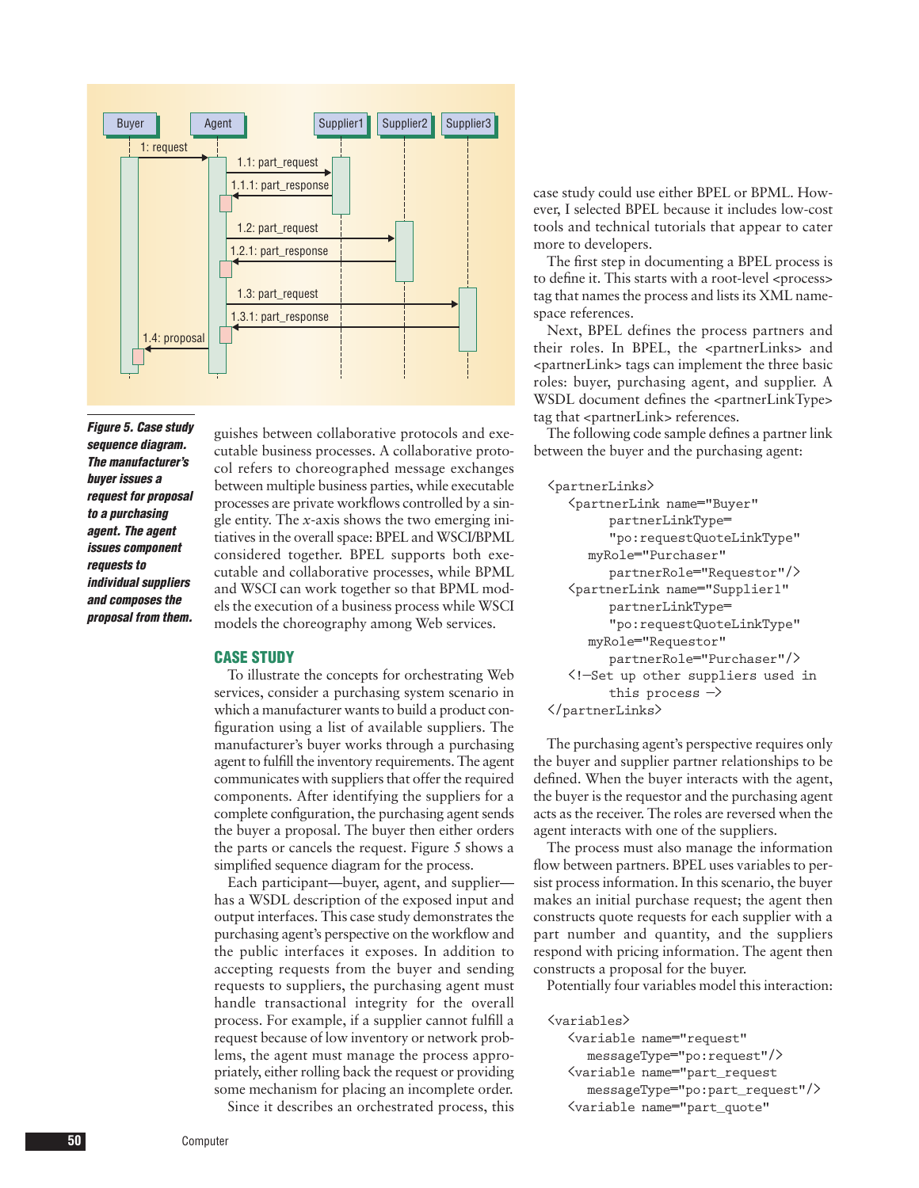Figure 5. Case study sequence diagram. The manufacturer's buyer issues a request for proposal to a purchasing agent. The agent issues component requests to individual suppliers and composes the proposal from them.

guishes between collaborative protocols and executable business processes. A collaborative protocol refers to choreographed message exchanges between multiple business parties, while executable processes are private workflows controlled by a single entity. The *x*-axis shows the two emerging initiatives in the overall space: BPEL and WSCI/BPML considered together. BPEL supports both executable and collaborative processes, while BPML and WSCI can work together so that BPML models the execution of a business process while WSCI models the choreography among Web services.

## CASE STUDY

To illustrate the concepts for orchestrating Web services, consider a purchasing system scenario in which a manufacturer wants to build a product configuration using a list of available suppliers. The manufacturer's buyer works through a purchasing agent to fulfill the inventory requirements. The agent communicates with suppliers that offer the required components. After identifying the suppliers for a complete configuration, the purchasing agent sends the buyer a proposal. The buyer then either orders the parts or cancels the request. Figure 5 shows a simplified sequence diagram for the process.

Each participant—buyer, agent, and supplier—has a WSDL description of the exposed input and output interfaces. This case study demonstrates the purchasing agent's perspective on the workflow and the public interfaces it exposes. In addition to accepting requests from the buyer and sending requests to suppliers, the purchasing agent must handle transactional integrity for the overall process. For example, if a supplier cannot fulfill a request because of low inventory or network problems, the agent must manage the process appropriately, either rolling back the request or providing some mechanism for placing an incomplete order.

Since it describes an orchestrated process, this case study could use either BPEL or BPML. However, I selected BPEL because it includes low-cost tools and technical tutorials that appear to cater more to developers.

The first step in documenting a BPEL process is to define it. This starts with a root-level <process> tag that names the process and lists its XML namespace references.

Next, BPEL defines the process partners and their roles. In BPEL, the <partnerLinks> and <partnerLink> tags can implement the three basic roles: buyer, purchasing agent, and supplier. A WSDL document defines the <partnerLinkType> tag that <partnerLink> references.

The following code sample defines a partner link between the buyer and the purchasing agent:

```
<partnerLinks>
   <partnerLink name="Buyer"
         partnerLinkType=
         "po:requestQuoteLinkType"
      myRole="Purchaser"
         partnerRole="Requestor"/>
   <partnerLink name="Supplier1"
         partnerLinkType=
         "po:requestQuoteLinkType"
      myRole="Requestor"
         partnerRole="Purchaser"/>
   <!—Set up other suppliers used in
         this process —>
</partnerLinks>
```

The purchasing agent's perspective requires only the buyer and supplier partner relationships to be defined. When the buyer interacts with the agent, the buyer is the requestor and the purchasing agent acts as the receiver. The roles are reversed when the agent interacts with one of the suppliers.

The process must also manage the information flow between partners. BPEL uses variables to persist process information. In this scenario, the buyer makes an initial purchase request; the agent then constructs quote requests for each supplier with a part number and quantity, and the suppliers respond with pricing information. The agent then constructs a proposal for the buyer.

Potentially four variables model this interaction:

```
<variables>
   <variable name="request"
      messageType="po:request"/>
   <variable name="part_request
      messageType="po:part_request"/>
   <variable name="part_quote"
```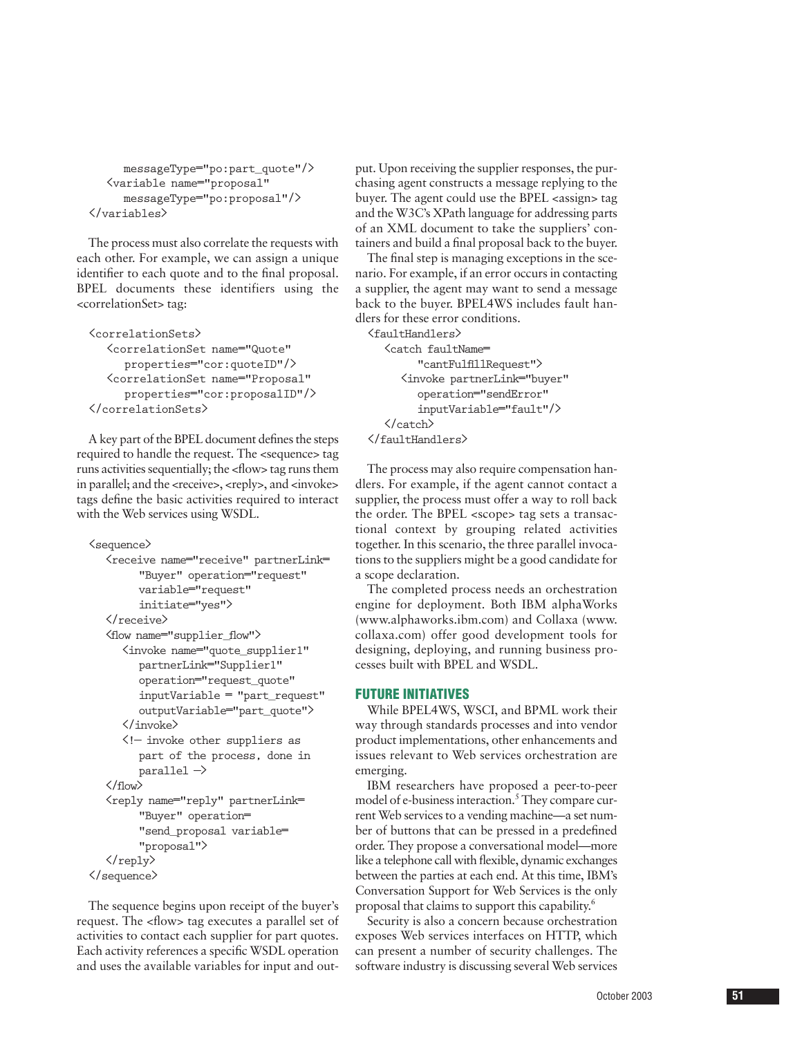```
      messageType="po:part_quote"/>
   <variable name="proposal"
      messageType="po:proposal"/>
</variables>
```

The process must also correlate the requests with each other. For example, we can assign a unique identifier to each quote and to the final proposal. BPEL documents these identifiers using the <correlationSet> tag:

```
<correlationSets>
   <correlationSet name="Quote"
      properties="cor:quoteID"/>
   <correlationSet name="Proposal"
      properties="cor:proposalID"/>
</correlationSets>
```

A key part of the BPEL document defines the steps required to handle the request. The <sequence> tag runs activities sequentially; the <flow> tag runs them in parallel; and the <receive>, <reply>, and <invoke> tags define the basic activities required to interact with the Web services using WSDL.

```
<sequence>
   <receive name="receive" partnerLink=
         "Buyer" operation="request"
         variable="request"
         initiate="yes">
   </receive>
   <flow name="supplier_flow">
      <invoke name="quote_supplier1"
         partnerLink="Supplier1"
         operation="request_quote"
         inputVariable = "part_request"
         outputVariable="part_quote">
      </invoke>
      <!— invoke other suppliers as
         part of the process, done in
         parallel —>
   </flow>
   <reply name="reply" partnerLink=
         "Buyer" operation=
         "send_proposal variable=
         "proposal">
   </reply>
</sequence>
```

The sequence begins upon receipt of the buyer's request. The <flow> tag executes a parallel set of activities to contact each supplier for part quotes. Each activity references a specific WSDL operation and uses the available variables for input and output. Upon receiving the supplier responses, the purchasing agent constructs a message replying to the buyer. The agent could use the BPEL <assign> tag and the W3C's XPath language for addressing parts of an XML document to take the suppliers' containers and build a final proposal back to the buyer.

The final step is managing exceptions in the scenario. For example, if an error occurs in contacting a supplier, the agent may want to send a message back to the buyer. BPEL4WS includes fault handlers for these error conditions.

```
<faultHandlers>
   <catch faultName=
         "cantFulfillRequest">
      <invoke partnerLink="buyer"
         operation="sendError"
         inputVariable="fault"/>
   </catch>
</faultHandlers>
```

The process may also require compensation handlers. For example, if the agent cannot contact a supplier, the process must offer a way to roll back the order. The BPEL <scope> tag sets a transactional context by grouping related activities together. In this scenario, the three parallel invocations to the suppliers might be a good candidate for a scope declaration.

The completed process needs an orchestration engine for deployment. Both IBM alphaWorks (www.alphaworks.ibm.com) and Collaxa (www.collaxa.com) offer good development tools for designing, deploying, and running business processes built with BPEL and WSDL.

## FUTURE INITIATIVES

While BPEL4WS, WSCI, and BPML work their way through standards processes and into vendor product implementations, other enhancements and issues relevant to Web services orchestration are emerging.

IBM researchers have proposed a peer-to-peer model of e-business interaction.[5] They compare current Web services to a vending machine—a set number of buttons that can be pressed in a predefined order. They propose a conversational model—more like a telephone call with flexible, dynamic exchanges between the parties at each end. At this time, IBM's Conversation Support for Web Services is the only proposal that claims to support this capability.[6]

Security is also a concern because orchestration exposes Web services interfaces on HTTP, which can present a number of security challenges. The software industry is discussing several Web services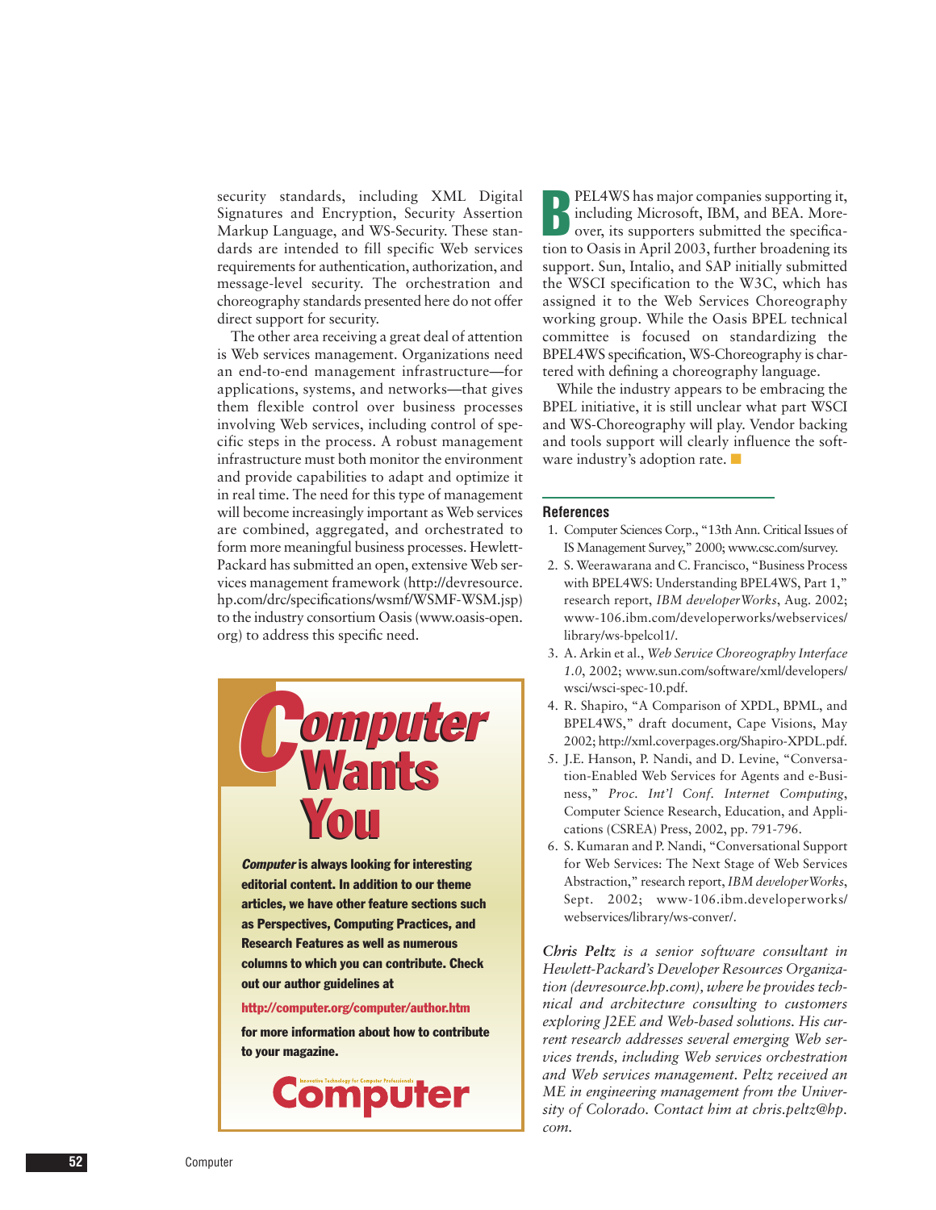security standards, including XML Digital Signatures and Encryption, Security Assertion Markup Language, and WS-Security. These standards are intended to fill specific Web services requirements for authentication, authorization, and message-level security. The orchestration and choreography standards presented here do not offer direct support for security.

The other area receiving a great deal of attention is Web services management. Organizations need an end-to-end management infrastructure—for applications, systems, and networks—that gives them flexible control over business processes involving Web services, including control of specific steps in the process. A robust management infrastructure must both monitor the environment and provide capabilities to adapt and optimize it in real time. The need for this type of management will become increasingly important as Web services are combined, aggregated, and orchestrated to form more meaningful business processes. Hewlett-Packard has submitted an open, extensive Web services management framework (http://devresource.hp.com/drc/specifications/wsmf/WSMF-WSM.jsp) to the industry consortium Oasis (www.oasis-open.org) to address this specific need.

BPEL4WS has major companies supporting it, including Microsoft, IBM, and BEA. Moreover, its supporters submitted the specification to Oasis in April 2003, further broadening its support. Sun, Intalio, and SAP initially submitted the WSCI specification to the W3C, which has assigned it to the Web Services Choreography working group. While the Oasis BPEL technical committee is focused on standardizing the BPEL4WS specification, WS-Choreography is chartered with defining a choreography language.

While the industry appears to be embracing the BPEL initiative, it is still unclear what part WSCI and WS-Choreography will play. Vendor backing and tools support will clearly influence the software industry's adoption rate. ■

## References

1. Computer Sciences Corp., "13th Ann. Critical Issues of IS Management Survey," 2000; www.csc.com/survey.
2. S. Weerawarana and C. Francisco, "Business Process with BPEL4WS: Understanding BPEL4WS, Part 1," research report, *IBM developerWorks*, Aug. 2002; www-106.ibm.com/developerworks/webservices/library/ws-bpelcol1/.
3. A. Arkin et al., *Web Service Choreography Interface 1.0*, 2002; www.sun.com/software/xml/developers/wsci/wsci-spec-10.pdf.
4. R. Shapiro, "A Comparison of XPDL, BPML, and BPEL4WS," draft document, Cape Visions, May 2002; http://xml.coverpages.org/Shapiro-XPDL.pdf.
5. J.E. Hanson, P. Nandi, and D. Levine, "Conversation-Enabled Web Services for Agents and e-Business," *Proc. Int'l Conf. Internet Computing*, Computer Science Research, Education, and Applications (CSREA) Press, 2002, pp. 791-796.
6. S. Kumaran and P. Nandi, "Conversational Support for Web Services: The Next Stage of Web Services Abstraction," research report, *IBM developerWorks*, Sept. 2002; www-106.ibm.developerworks/webservices/library/ws-conver/.

*Chris Peltz is a senior software consultant in Hewlett-Packard's Developer Resources Organization (devresource.hp.com), where he provides technical and architecture consulting to customers exploring J2EE and Web-based solutions. His current research addresses several emerging Web services trends, including Web services orchestration and Web services management. Peltz received an ME in engineering management from the University of Colorado. Contact him at chris.peltz@hp.com.*

---

**Computer Wants You**

***Computer* is always looking for interesting editorial content. In addition to our theme articles, we have other feature sections such as Perspectives, Computing Practices, and Research Features as well as numerous columns to which you can contribute. Check out our author guidelines at**

**http://computer.org/computer/author.htm**

**for more information about how to contribute to your magazine.**

Innovative Technology for Computer Professionals

Computer